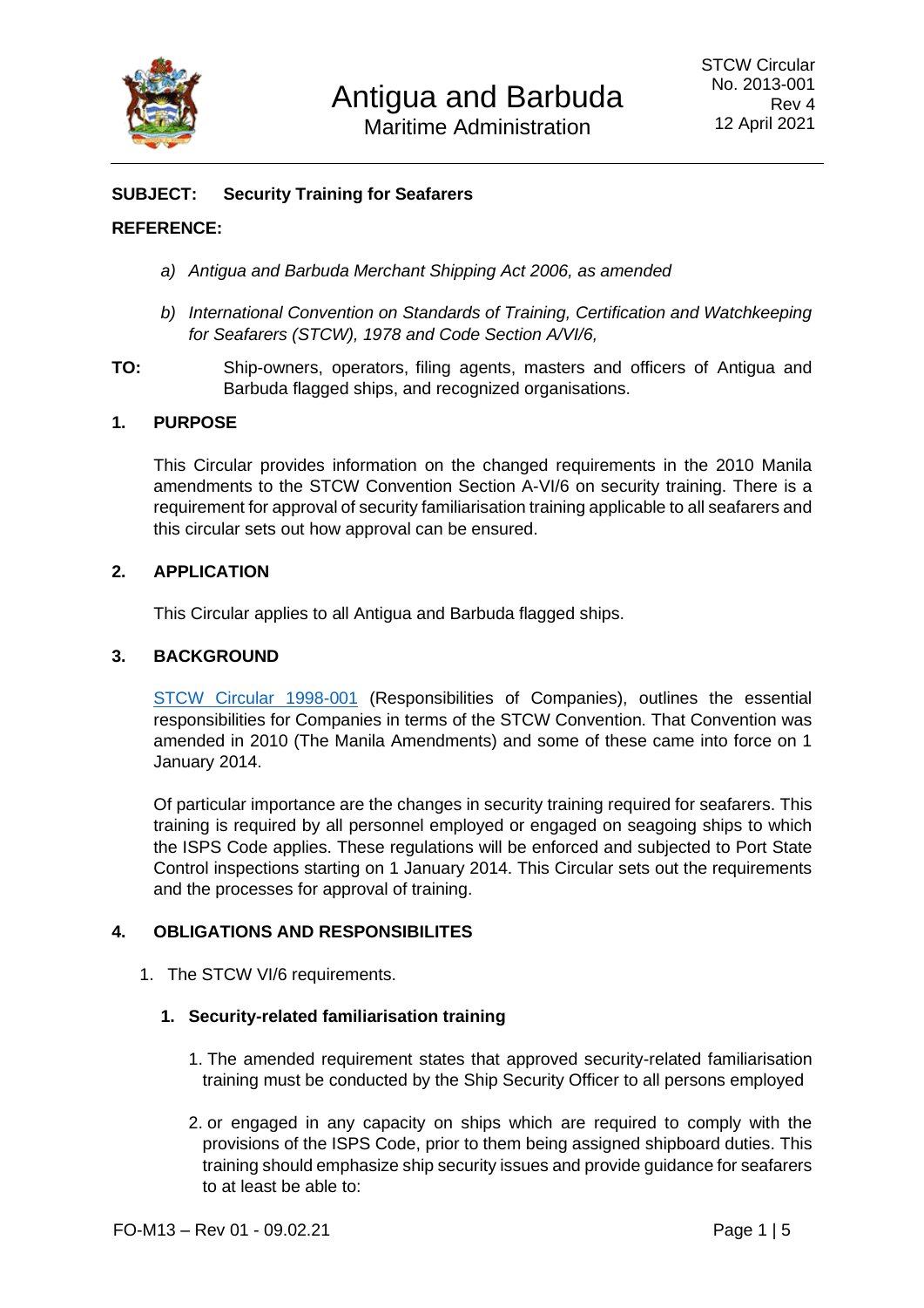Antigua and Barbuda
Maritime Administration

STCW Circular
No. 2013-001
Rev 4
12 April 2021

**SUBJECT: Security Training for Seafarers**

**REFERENCE:**

a) *Antigua and Barbuda Merchant Shipping Act 2006, as amended*

b) *International Convention on Standards of Training, Certification and Watchkeeping for Seafarers (STCW), 1978 and Code Section A/VI/6,*

**TO:** Ship-owners, operators, filing agents, masters and officers of Antigua and Barbuda flagged ships, and recognized organisations.

## 1. PURPOSE

This Circular provides information on the changed requirements in the 2010 Manila amendments to the STCW Convention Section A-VI/6 on security training. There is a requirement for approval of security familiarisation training applicable to all seafarers and this circular sets out how approval can be ensured.

## 2. APPLICATION

This Circular applies to all Antigua and Barbuda flagged ships.

## 3. BACKGROUND

STCW Circular 1998-001 (Responsibilities of Companies), outlines the essential responsibilities for Companies in terms of the STCW Convention. That Convention was amended in 2010 (The Manila Amendments) and some of these came into force on 1 January 2014.

Of particular importance are the changes in security training required for seafarers. This training is required by all personnel employed or engaged on seagoing ships to which the ISPS Code applies. These regulations will be enforced and subjected to Port State Control inspections starting on 1 January 2014. This Circular sets out the requirements and the processes for approval of training.

## 4. OBLIGATIONS AND RESPONSIBILITES

1. The STCW VI/6 requirements.

   1. **Security-related familiarisation training**

      1. The amended requirement states that approved security-related familiarisation training must be conducted by the Ship Security Officer to all persons employed

      2. or engaged in any capacity on ships which are required to comply with the provisions of the ISPS Code, prior to them being assigned shipboard duties. This training should emphasize ship security issues and provide guidance for seafarers to at least be able to: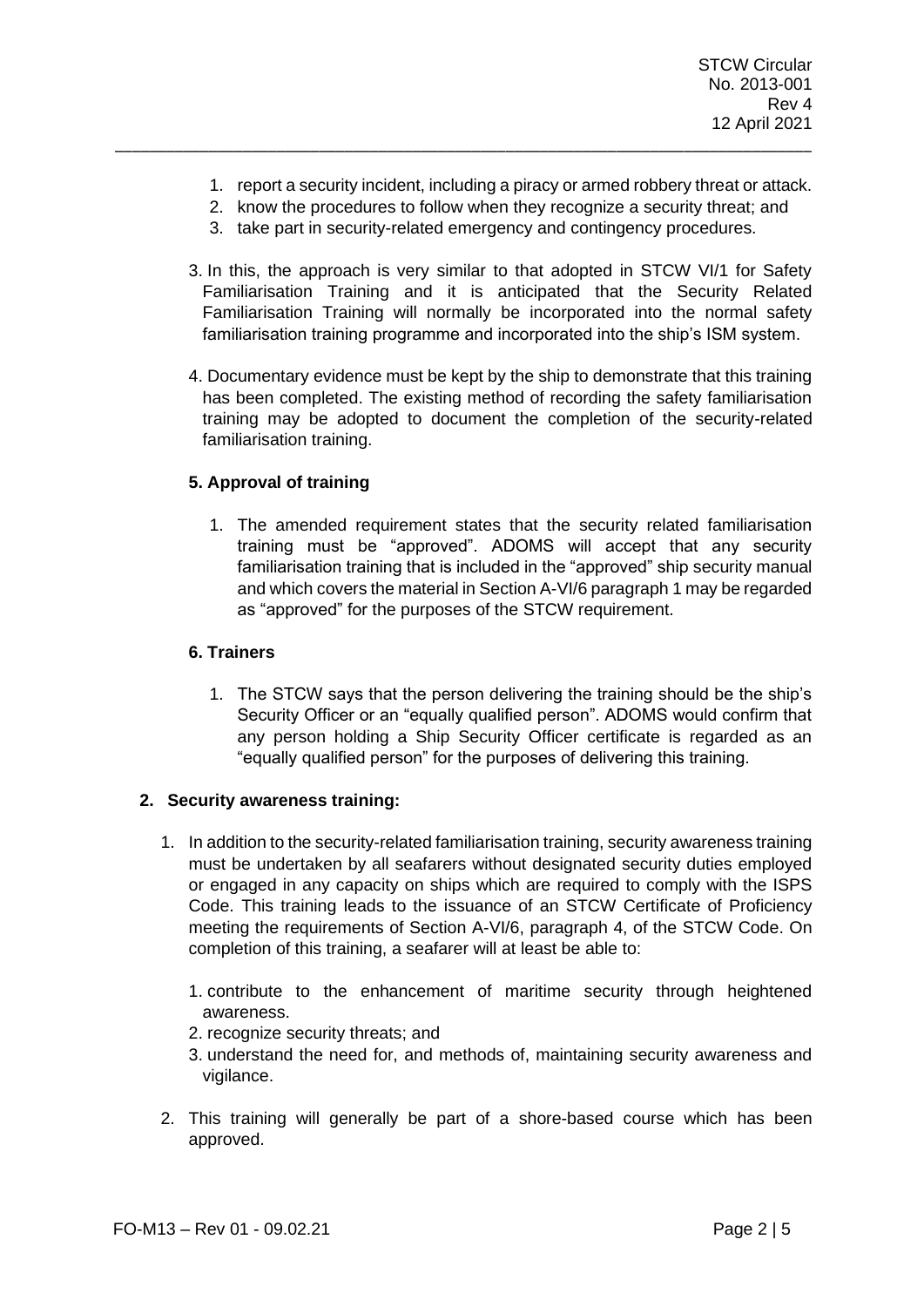1. report a security incident, including a piracy or armed robbery threat or attack.
2. know the procedures to follow when they recognize a security threat; and
3. take part in security-related emergency and contingency procedures.

3. In this, the approach is very similar to that adopted in STCW VI/1 for Safety Familiarisation Training and it is anticipated that the Security Related Familiarisation Training will normally be incorporated into the normal safety familiarisation training programme and incorporated into the ship's ISM system.

4. Documentary evidence must be kept by the ship to demonstrate that this training has been completed. The existing method of recording the safety familiarisation training may be adopted to document the completion of the security-related familiarisation training.

**5. Approval of training**

1. The amended requirement states that the security related familiarisation training must be "approved". ADOMS will accept that any security familiarisation training that is included in the "approved" ship security manual and which covers the material in Section A-VI/6 paragraph 1 may be regarded as "approved" for the purposes of the STCW requirement.

**6. Trainers**

1. The STCW says that the person delivering the training should be the ship's Security Officer or an "equally qualified person". ADOMS would confirm that any person holding a Ship Security Officer certificate is regarded as an "equally qualified person" for the purposes of delivering this training.

**2. Security awareness training:**

1. In addition to the security-related familiarisation training, security awareness training must be undertaken by all seafarers without designated security duties employed or engaged in any capacity on ships which are required to comply with the ISPS Code. This training leads to the issuance of an STCW Certificate of Proficiency meeting the requirements of Section A-VI/6, paragraph 4, of the STCW Code. On completion of this training, a seafarer will at least be able to:

   1. contribute to the enhancement of maritime security through heightened awareness.
   2. recognize security threats; and
   3. understand the need for, and methods of, maintaining security awareness and vigilance.

2. This training will generally be part of a shore-based course which has been approved.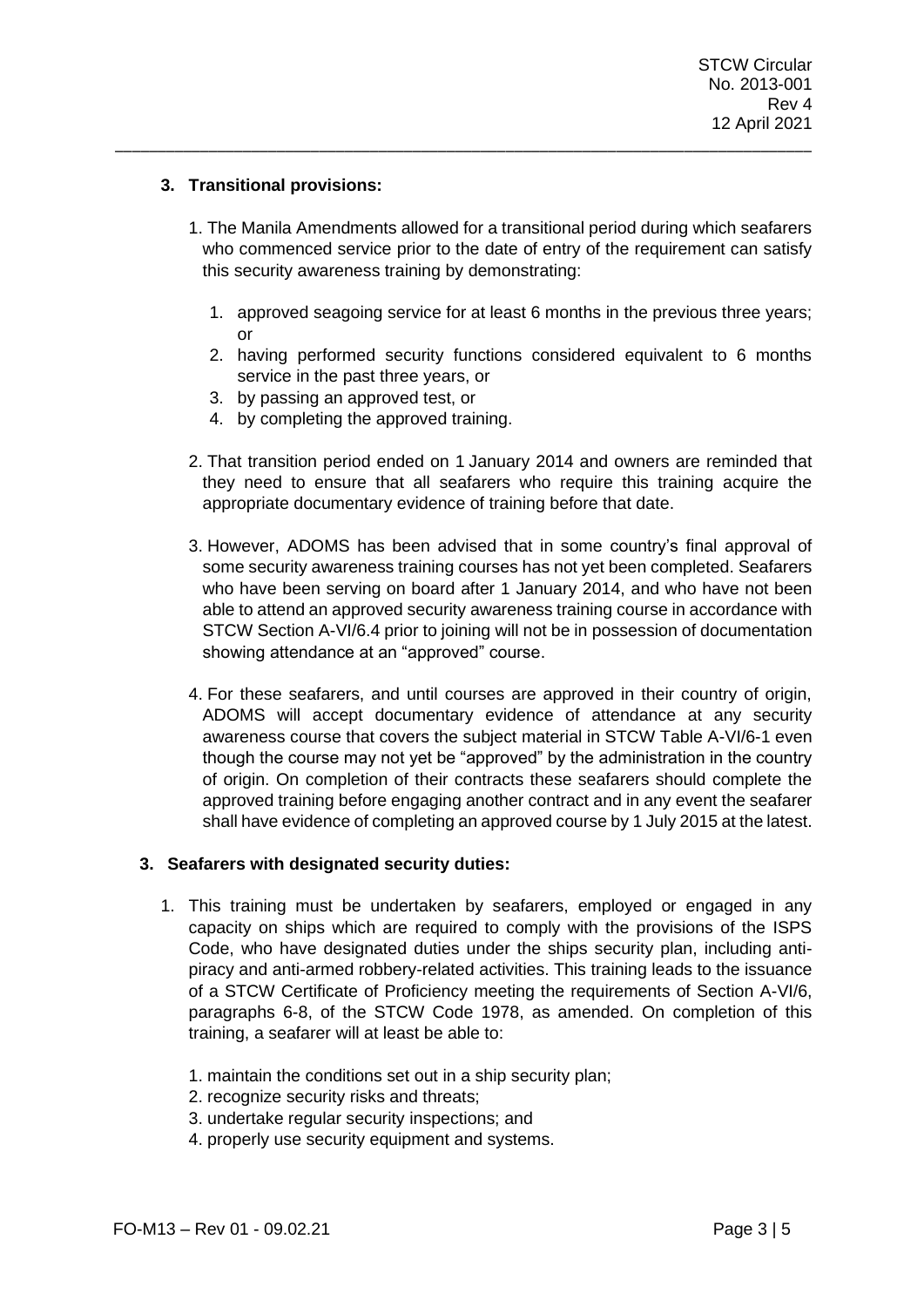### 3. Transitional provisions:

1. The Manila Amendments allowed for a transitional period during which seafarers who commenced service prior to the date of entry of the requirement can satisfy this security awareness training by demonstrating:

    1. approved seagoing service for at least 6 months in the previous three years; or
    2. having performed security functions considered equivalent to 6 months service in the past three years, or
    3. by passing an approved test, or
    4. by completing the approved training.

2. That transition period ended on 1 January 2014 and owners are reminded that they need to ensure that all seafarers who require this training acquire the appropriate documentary evidence of training before that date.

3. However, ADOMS has been advised that in some country's final approval of some security awareness training courses has not yet been completed. Seafarers who have been serving on board after 1 January 2014, and who have not been able to attend an approved security awareness training course in accordance with STCW Section A-VI/6.4 prior to joining will not be in possession of documentation showing attendance at an "approved" course.

4. For these seafarers, and until courses are approved in their country of origin, ADOMS will accept documentary evidence of attendance at any security awareness course that covers the subject material in STCW Table A-VI/6-1 even though the course may not yet be "approved" by the administration in the country of origin. On completion of their contracts these seafarers should complete the approved training before engaging another contract and in any event the seafarer shall have evidence of completing an approved course by 1 July 2015 at the latest.

### 3. Seafarers with designated security duties:

1. This training must be undertaken by seafarers, employed or engaged in any capacity on ships which are required to comply with the provisions of the ISPS Code, who have designated duties under the ships security plan, including anti-piracy and anti-armed robbery-related activities. This training leads to the issuance of a STCW Certificate of Proficiency meeting the requirements of Section A-VI/6, paragraphs 6-8, of the STCW Code 1978, as amended. On completion of this training, a seafarer will at least be able to:

    1. maintain the conditions set out in a ship security plan;
    2. recognize security risks and threats;
    3. undertake regular security inspections; and
    4. properly use security equipment and systems.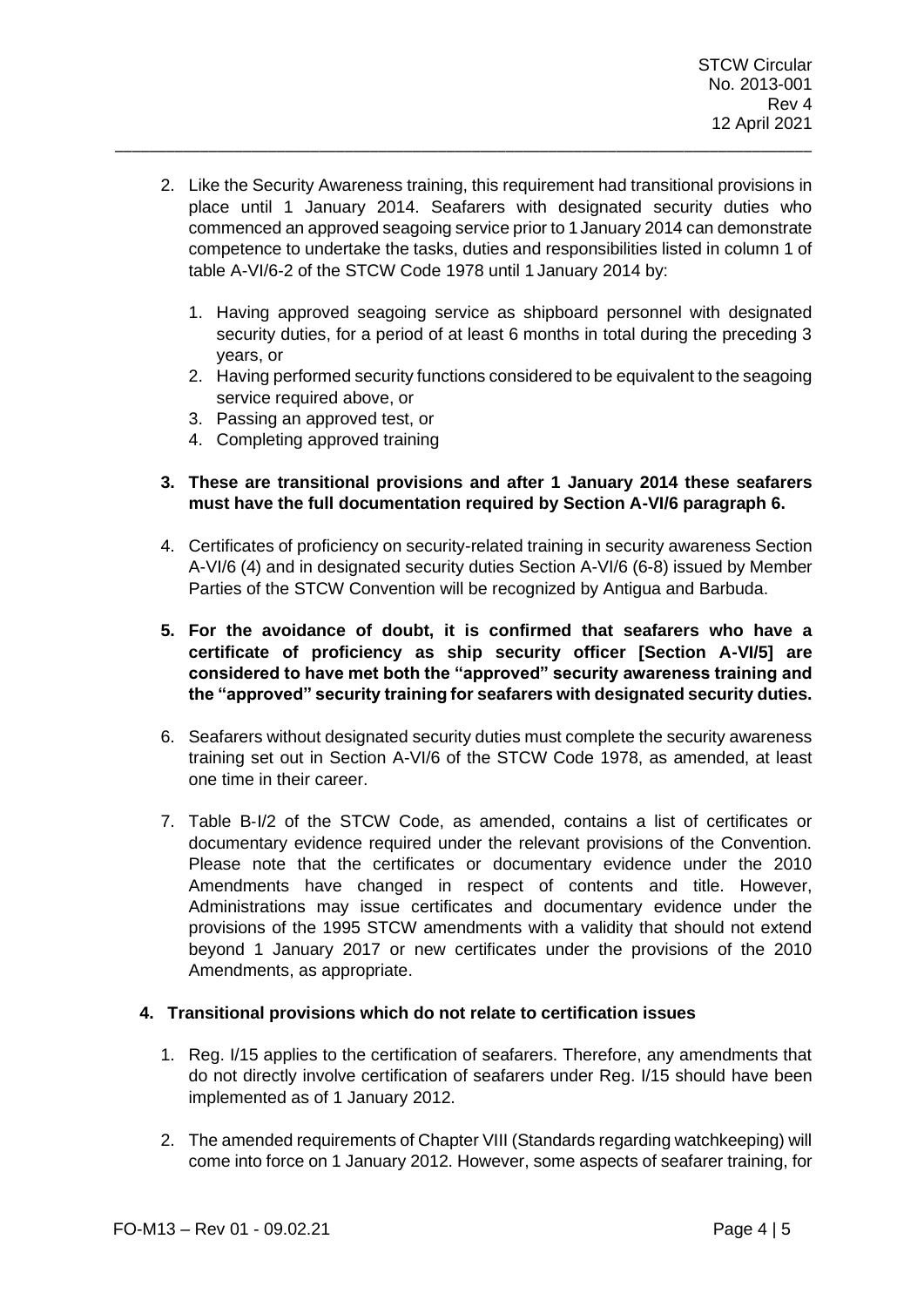2. Like the Security Awareness training, this requirement had transitional provisions in place until 1 January 2014. Seafarers with designated security duties who commenced an approved seagoing service prior to 1 January 2014 can demonstrate competence to undertake the tasks, duties and responsibilities listed in column 1 of table A-VI/6-2 of the STCW Code 1978 until 1 January 2014 by:

    1. Having approved seagoing service as shipboard personnel with designated security duties, for a period of at least 6 months in total during the preceding 3 years, or
    2. Having performed security functions considered to be equivalent to the seagoing service required above, or
    3. Passing an approved test, or
    4. Completing approved training

3. **These are transitional provisions and after 1 January 2014 these seafarers must have the full documentation required by Section A-VI/6 paragraph 6.**

4. Certificates of proficiency on security-related training in security awareness Section A-VI/6 (4) and in designated security duties Section A-VI/6 (6-8) issued by Member Parties of the STCW Convention will be recognized by Antigua and Barbuda.

5. **For the avoidance of doubt, it is confirmed that seafarers who have a certificate of proficiency as ship security officer [Section A-VI/5] are considered to have met both the "approved" security awareness training and the "approved" security training for seafarers with designated security duties.**

6. Seafarers without designated security duties must complete the security awareness training set out in Section A-VI/6 of the STCW Code 1978, as amended, at least one time in their career.

7. Table B-I/2 of the STCW Code, as amended, contains a list of certificates or documentary evidence required under the relevant provisions of the Convention. Please note that the certificates or documentary evidence under the 2010 Amendments have changed in respect of contents and title. However, Administrations may issue certificates and documentary evidence under the provisions of the 1995 STCW amendments with a validity that should not extend beyond 1 January 2017 or new certificates under the provisions of the 2010 Amendments, as appropriate.

## 4. Transitional provisions which do not relate to certification issues

1. Reg. I/15 applies to the certification of seafarers. Therefore, any amendments that do not directly involve certification of seafarers under Reg. I/15 should have been implemented as of 1 January 2012.

2. The amended requirements of Chapter VIII (Standards regarding watchkeeping) will come into force on 1 January 2012. However, some aspects of seafarer training, for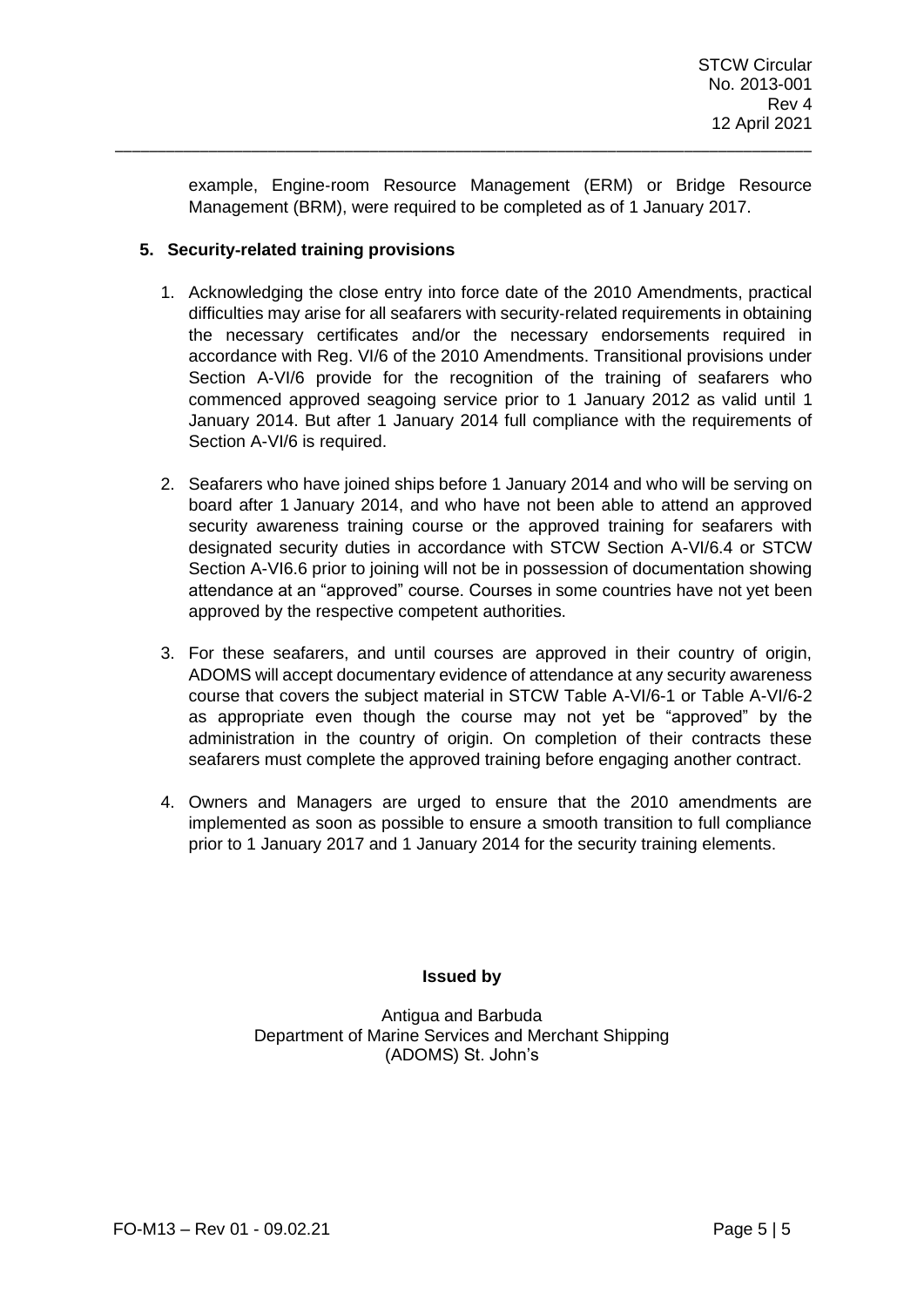example, Engine-room Resource Management (ERM) or Bridge Resource Management (BRM), were required to be completed as of 1 January 2017.

## 5. Security-related training provisions

1. Acknowledging the close entry into force date of the 2010 Amendments, practical difficulties may arise for all seafarers with security-related requirements in obtaining the necessary certificates and/or the necessary endorsements required in accordance with Reg. VI/6 of the 2010 Amendments. Transitional provisions under Section A-VI/6 provide for the recognition of the training of seafarers who commenced approved seagoing service prior to 1 January 2012 as valid until 1 January 2014. But after 1 January 2014 full compliance with the requirements of Section A-VI/6 is required.

2. Seafarers who have joined ships before 1 January 2014 and who will be serving on board after 1 January 2014, and who have not been able to attend an approved security awareness training course or the approved training for seafarers with designated security duties in accordance with STCW Section A-VI/6.4 or STCW Section A-VI6.6 prior to joining will not be in possession of documentation showing attendance at an "approved" course. Courses in some countries have not yet been approved by the respective competent authorities.

3. For these seafarers, and until courses are approved in their country of origin, ADOMS will accept documentary evidence of attendance at any security awareness course that covers the subject material in STCW Table A-VI/6-1 or Table A-VI/6-2 as appropriate even though the course may not yet be "approved" by the administration in the country of origin. On completion of their contracts these seafarers must complete the approved training before engaging another contract.

4. Owners and Managers are urged to ensure that the 2010 amendments are implemented as soon as possible to ensure a smooth transition to full compliance prior to 1 January 2017 and 1 January 2014 for the security training elements.

**Issued by**

Antigua and Barbuda
Department of Marine Services and Merchant Shipping
(ADOMS) St. John's